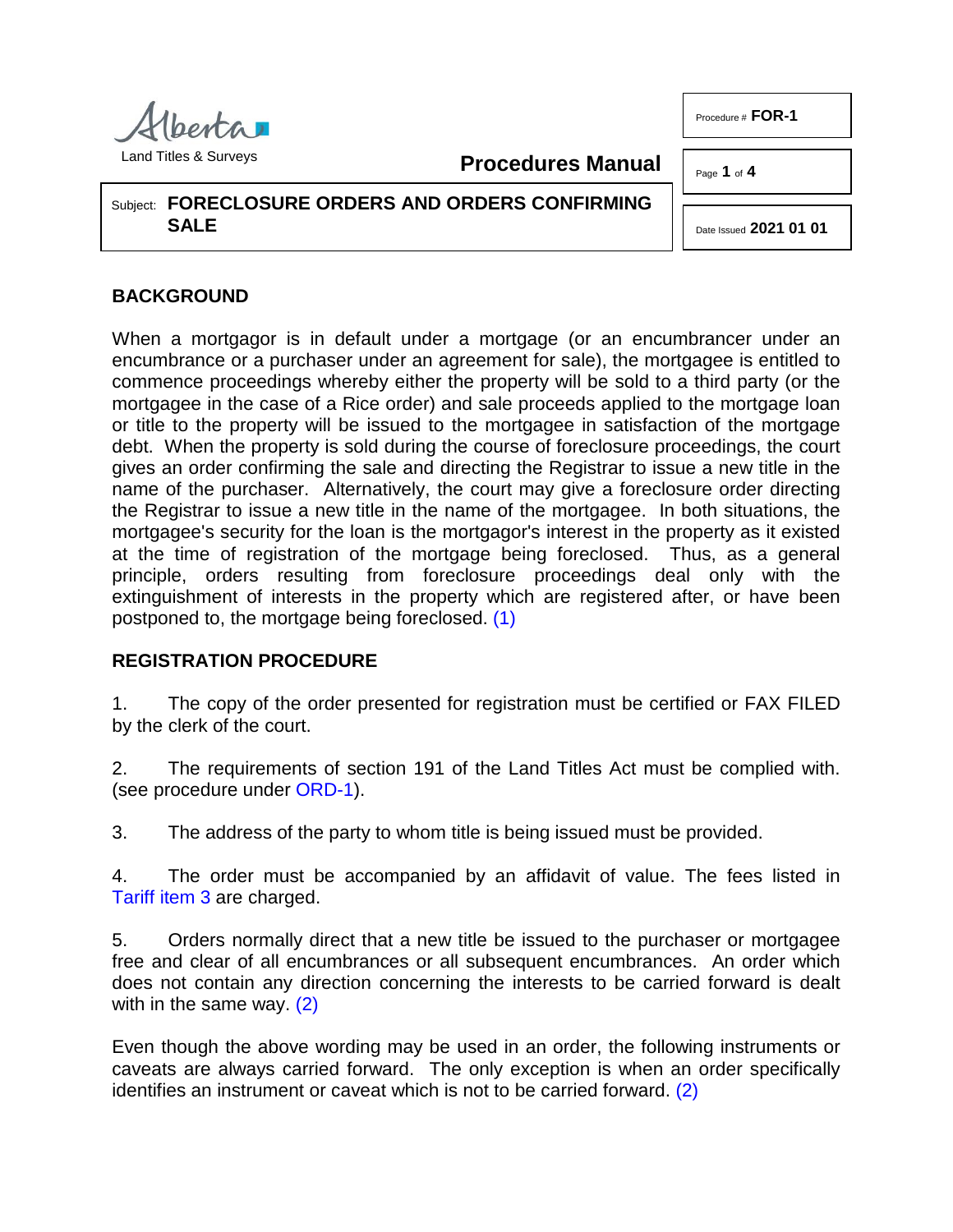Procedure # **FOR-1**

Date Issued **2021 01 01**

Subject: **FORECLOSURE ORDERS AND ORDERS CONFIRMING SALE**

## BACKGROUND

When a mortgagor is in default under a mortgage (or an encumbrancer under an encumbrance or a purchaser under an agreement for sale), the mortgagee is entitled to commence proceedings whereby either the property will be sold to a third party (or the mortgagee in the case of a Rice order) and sale proceeds applied to the mortgage loan or title to the property will be issued to the mortgagee in satisfaction of the mortgage debt. When the property is sold during the course of foreclosure proceedings, the court gives an order confirming the sale and directing the Registrar to issue a new title in the name of the purchaser. Alternatively, the court may give a foreclosure order directing the Registrar to issue a new title in the name of the mortgagee. In both situations, the mortgagee's security for the loan is the mortgagor's interest in the property as it existed at the time of registration of the mortgage being foreclosed. Thus, as a general principle, orders resulting from foreclosure proceedings deal only with the extinguishment of interests in the property which are registered after, or have been postponed to, the mortgage being foreclosed. (1)

## REGISTRATION PROCEDURE

1. The copy of the order presented for registration must be certified or FAX FILED by the clerk of the court.

2. The requirements of section 191 of the Land Titles Act must be complied with. (see procedure under ORD-1).

3. The address of the party to whom title is being issued must be provided.

4. The order must be accompanied by an affidavit of value. The fees listed in Tariff item 3 are charged.

5. Orders normally direct that a new title be issued to the purchaser or mortgagee free and clear of all encumbrances or all subsequent encumbrances. An order which does not contain any direction concerning the interests to be carried forward is dealt with in the same way. (2)

Even though the above wording may be used in an order, the following instruments or caveats are always carried forward. The only exception is when an order specifically identifies an instrument or caveat which is not to be carried forward. (2)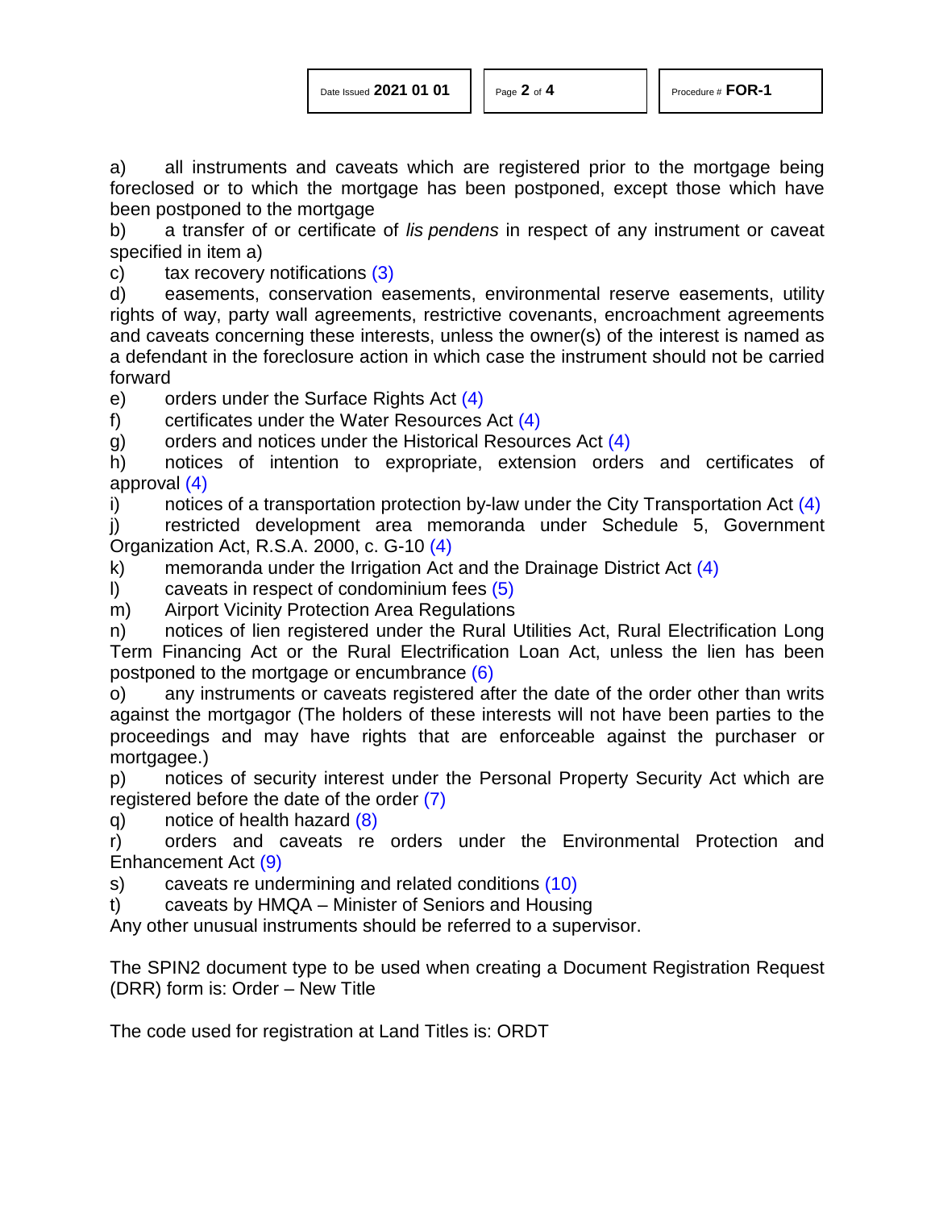a) all instruments and caveats which are registered prior to the mortgage being foreclosed or to which the mortgage has been postponed, except those which have been postponed to the mortgage
b) a transfer of or certificate of *lis pendens* in respect of any instrument or caveat specified in item a)
c) tax recovery notifications (3)
d) easements, conservation easements, environmental reserve easements, utility rights of way, party wall agreements, restrictive covenants, encroachment agreements and caveats concerning these interests, unless the owner(s) of the interest is named as a defendant in the foreclosure action in which case the instrument should not be carried forward
e) orders under the Surface Rights Act (4)
f) certificates under the Water Resources Act (4)
g) orders and notices under the Historical Resources Act (4)
h) notices of intention to expropriate, extension orders and certificates of approval (4)
i) notices of a transportation protection by-law under the City Transportation Act (4)
j) restricted development area memoranda under Schedule 5, Government Organization Act, R.S.A. 2000, c. G-10 (4)
k) memoranda under the Irrigation Act and the Drainage District Act (4)
l) caveats in respect of condominium fees (5)
m) Airport Vicinity Protection Area Regulations
n) notices of lien registered under the Rural Utilities Act, Rural Electrification Long Term Financing Act or the Rural Electrification Loan Act, unless the lien has been postponed to the mortgage or encumbrance (6)
o) any instruments or caveats registered after the date of the order other than writs against the mortgagor (The holders of these interests will not have been parties to the proceedings and may have rights that are enforceable against the purchaser or mortgagee.)
p) notices of security interest under the Personal Property Security Act which are registered before the date of the order (7)
q) notice of health hazard (8)
r) orders and caveats re orders under the Environmental Protection and Enhancement Act (9)
s) caveats re undermining and related conditions (10)
t) caveats by HMQA – Minister of Seniors and Housing

Any other unusual instruments should be referred to a supervisor.

The SPIN2 document type to be used when creating a Document Registration Request (DRR) form is: Order – New Title

The code used for registration at Land Titles is: ORDT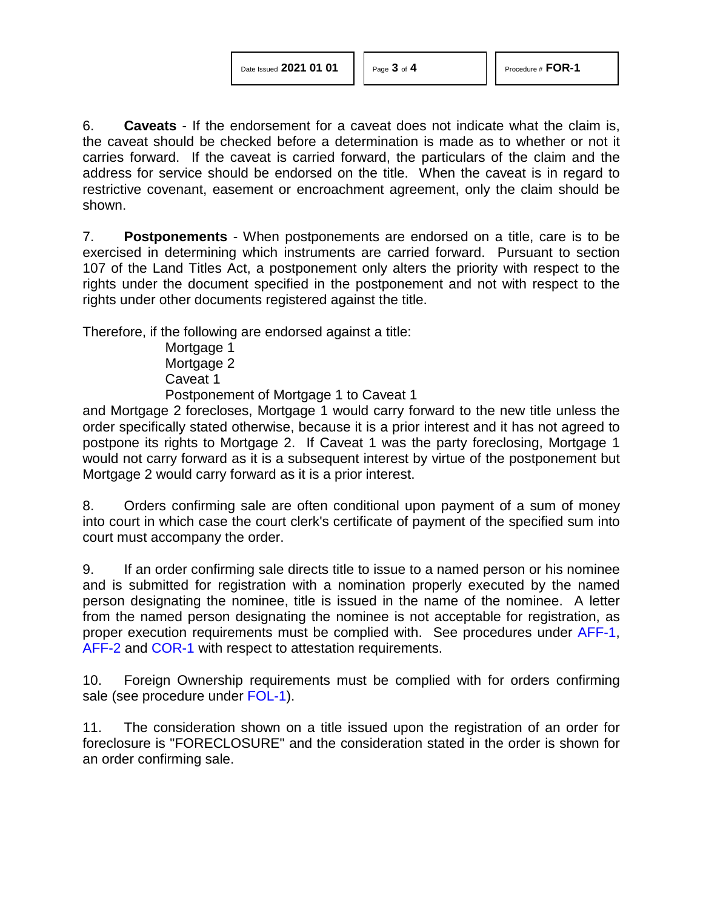6. **Caveats** - If the endorsement for a caveat does not indicate what the claim is, the caveat should be checked before a determination is made as to whether or not it carries forward. If the caveat is carried forward, the particulars of the claim and the address for service should be endorsed on the title. When the caveat is in regard to restrictive covenant, easement or encroachment agreement, only the claim should be shown.

7. **Postponements** - When postponements are endorsed on a title, care is to be exercised in determining which instruments are carried forward. Pursuant to section 107 of the Land Titles Act, a postponement only alters the priority with respect to the rights under the document specified in the postponement and not with respect to the rights under other documents registered against the title.

Therefore, if the following are endorsed against a title:

Mortgage 1
Mortgage 2
Caveat 1
Postponement of Mortgage 1 to Caveat 1

and Mortgage 2 forecloses, Mortgage 1 would carry forward to the new title unless the order specifically stated otherwise, because it is a prior interest and it has not agreed to postpone its rights to Mortgage 2. If Caveat 1 was the party foreclosing, Mortgage 1 would not carry forward as it is a subsequent interest by virtue of the postponement but Mortgage 2 would carry forward as it is a prior interest.

8. Orders confirming sale are often conditional upon payment of a sum of money into court in which case the court clerk's certificate of payment of the specified sum into court must accompany the order.

9. If an order confirming sale directs title to issue to a named person or his nominee and is submitted for registration with a nomination properly executed by the named person designating the nominee, title is issued in the name of the nominee. A letter from the named person designating the nominee is not acceptable for registration, as proper execution requirements must be complied with. See procedures under AFF-1, AFF-2 and COR-1 with respect to attestation requirements.

10. Foreign Ownership requirements must be complied with for orders confirming sale (see procedure under FOL-1).

11. The consideration shown on a title issued upon the registration of an order for foreclosure is "FORECLOSURE" and the consideration stated in the order is shown for an order confirming sale.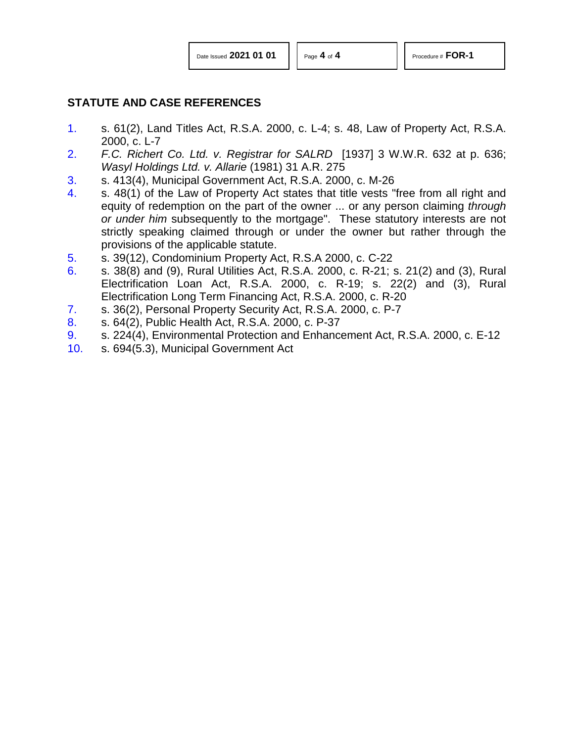## STATUTE AND CASE REFERENCES

1. s. 61(2), Land Titles Act, R.S.A. 2000, c. L-4; s. 48, Law of Property Act, R.S.A. 2000, c. L-7
2. *F.C. Richert Co. Ltd. v. Registrar for SALRD* [1937] 3 W.W.R. 632 at p. 636; *Wasyl Holdings Ltd. v. Allarie* (1981) 31 A.R. 275
3. s. 413(4), Municipal Government Act, R.S.A. 2000, c. M-26
4. s. 48(1) of the Law of Property Act states that title vests "free from all right and equity of redemption on the part of the owner ... or any person claiming *through or under him* subsequently to the mortgage". These statutory interests are not strictly speaking claimed through or under the owner but rather through the provisions of the applicable statute.
5. s. 39(12), Condominium Property Act, R.S.A 2000, c. C-22
6. s. 38(8) and (9), Rural Utilities Act, R.S.A. 2000, c. R-21; s. 21(2) and (3), Rural Electrification Loan Act, R.S.A. 2000, c. R-19; s. 22(2) and (3), Rural Electrification Long Term Financing Act, R.S.A. 2000, c. R-20
7. s. 36(2), Personal Property Security Act, R.S.A. 2000, c. P-7
8. s. 64(2), Public Health Act, R.S.A. 2000, c. P-37
9. s. 224(4), Environmental Protection and Enhancement Act, R.S.A. 2000, c. E-12
10. s. 694(5.3), Municipal Government Act